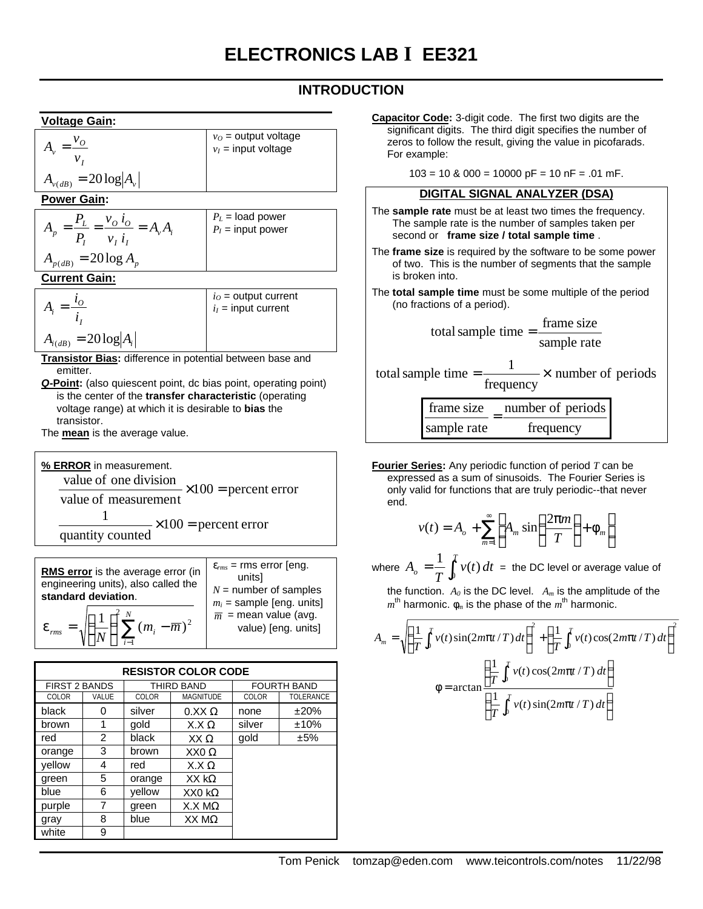# ELECTRONICS LAB I EE321

## INTRODUCTION

**Voltage Gain:**

| | |
|---|---|
| $A_v = \dfrac{v_O}{v_I}$ <br> $A_{v(dB)} = 20\log\lvert A_v \rvert$ | $v_O$ = output voltage <br> $v_I$ = input voltage |

**Power Gain:**

| | |
|---|---|
| $A_p = \dfrac{P_L}{P_I} = \dfrac{v_O\, i_O}{v_I\, i_I} = A_v A_i$ <br> $A_{p(dB)} = 20\log A_p$ | $P_L$ = load power <br> $P_I$ = input power |

**Current Gain:**

| | |
|---|---|
| $A_i = \dfrac{i_O}{i_I}$ <br> $A_{i(dB)} = 20\log\lvert A_i \rvert$ | $i_O$ = output current <br> $i_I$ = input current |

**Transistor Bias:** difference in potential between base and emitter.

***Q*-Point:** (also quiescent point, dc bias point, operating point) is the center of the **transfer characteristic** (operating voltage range) at which it is desirable to **bias** the transistor.

The **mean** is the average value.

**% ERROR** in measurement.

$$\frac{\text{value of one division}}{\text{value of measurement}} \times 100 = \text{percent error}$$

$$\frac{1}{\text{quantity counted}} \times 100 = \text{percent error}$$

| | |
|---|---|
| **RMS error** is the average error (in engineering units), also called the **standard deviation**. <br> $\varepsilon_{rms} = \sqrt{\left(\dfrac{1}{N}\right)^2 \displaystyle\sum_{i=1}^{N} (m_i - \overline{m})^2}$ | $\varepsilon_{rms}$ = rms error [eng. units] <br> $N$ = number of samples <br> $m_i$ = sample [eng. units] <br> $\overline{m}$ = mean value (avg. value) [eng. units] |

| RESISTOR COLOR CODE | | | | | |
|---|---|---|---|---|---|
| FIRST 2 BANDS | | THIRD BAND | | FOURTH BAND | |
| COLOR | VALUE | COLOR | MAGNITUDE | COLOR | TOLERANCE |
| black | 0 | silver | 0.XX Ω | none | ±20% |
| brown | 1 | gold | X.X Ω | silver | ±10% |
| red | 2 | black | XX Ω | gold | ±5% |
| orange | 3 | brown | XX0 Ω | | |
| yellow | 4 | red | X.X Ω | | |
| green | 5 | orange | XX kΩ | | |
| blue | 6 | yellow | XX0 kΩ | | |
| purple | 7 | green | X.X MΩ | | |
| gray | 8 | blue | XX MΩ | | |
| white | 9 | | | | |

**Capacitor Code:** 3-digit code. The first two digits are the significant digits. The third digit specifies the number of zeros to follow the result, giving the value in picofarads. For example:

103 = 10 & 000 = 10000 pF = 10 nF = .01 mF.

### DIGITAL SIGNAL ANALYZER (DSA)

The **sample rate** must be at least two times the frequency. The sample rate is the number of samples taken per second or **frame size / total sample time** .

The **frame size** is required by the software to be some power of two. This is the number of segments that the sample is broken into.

The **total sample time** must be some multiple of the period (no fractions of a period).

$$\text{total sample time} = \frac{\text{frame size}}{\text{sample rate}}$$

$$\text{total sample time} = \frac{1}{\text{frequency}} \times \text{number of periods}$$

$$\boxed{\frac{\text{frame size}}{\text{sample rate}} = \frac{\text{number of periods}}{\text{frequency}}}$$

**Fourier Series:** Any periodic function of period $T$ can be expressed as a sum of sinusoids. The Fourier Series is only valid for functions that are truly periodic--that never end.

$$v(t) = A_o + \sum_{m=1}^{\infty} \left[ A_m \sin\left(\frac{2\pi m}{T}\right) + \phi_m \right]$$

where $A_o = \dfrac{1}{T}\displaystyle\int_0^T v(t)\,dt$ = the DC level or average value of the function. $A_0$ is the DC level. $A_m$ is the amplitude of the $m^{\text{th}}$ harmonic. $\phi_m$ is the phase of the $m^{\text{th}}$ harmonic.

$$A_m = \sqrt{\left[\frac{1}{T}\int_0^T v(t)\sin(2m\pi t/T)\,dt\right]^2 + \left[\frac{1}{T}\int_0^T v(t)\cos(2m\pi t/T)\,dt\right]^2}$$

$$\phi = \arctan\frac{\left[\frac{1}{T}\int_0^T v(t)\cos(2m\pi t/T)\,dt\right]}{\left[\frac{1}{T}\int_0^T v(t)\sin(2m\pi t/T)\,dt\right]}$$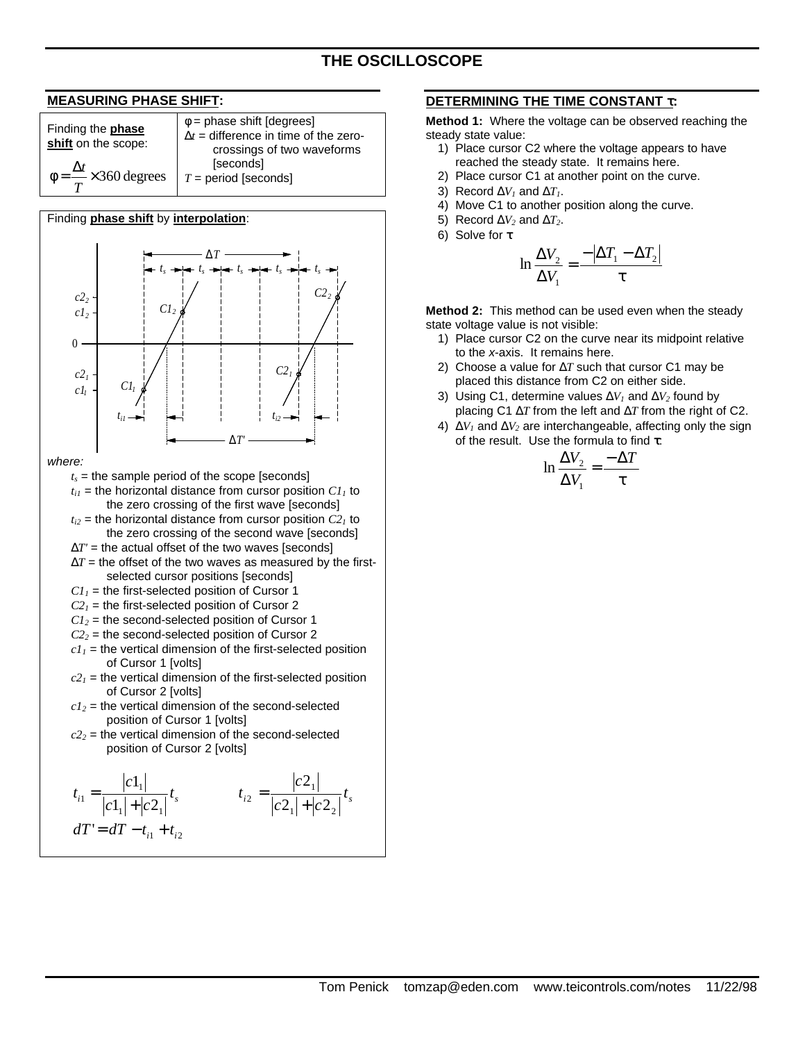# THE OSCILLOSCOPE

## MEASURING PHASE SHIFT:

| Finding the **phase shift** on the scope: $\phi = \frac{\Delta t}{T} \times 360$ degrees | $\phi$ = phase shift [degrees] $\Delta t$ = difference in time of the zero-crossings of two waveforms [seconds] $T$ = period [seconds] |
|---|---|

Finding **phase shift** by **interpolation**:

*where:*

- $t_s$ = the sample period of the scope [seconds]
- $t_{i1}$ = the horizontal distance from cursor position $C1_1$ to the zero crossing of the first wave [seconds]
- $t_{i2}$ = the horizontal distance from cursor position $C2_1$ to the zero crossing of the second wave [seconds]
- $\Delta T'$ = the actual offset of the two waves [seconds]
- $\Delta T$ = the offset of the two waves as measured by the first-selected cursor positions [seconds]
- $C1_1$ = the first-selected position of Cursor 1
- $C2_1$ = the first-selected position of Cursor 2
- $C1_2$ = the second-selected position of Cursor 1
- $C2_2$ = the second-selected position of Cursor 2
- $c1_1$ = the vertical dimension of the first-selected position of Cursor 1 [volts]
- $c2_1$ = the vertical dimension of the first-selected position of Cursor 2 [volts]
- $c1_2$ = the vertical dimension of the second-selected position of Cursor 1 [volts]
- $c2_2$ = the vertical dimension of the second-selected position of Cursor 2 [volts]

$$t_{i1} = \frac{|c1_1|}{|c1_1| + |c2_1|} t_s \qquad t_{i2} = \frac{|c2_1|}{|c2_1| + |c2_2|} t_s$$

$$dT' = dT - t_{i1} + t_{i2}$$

## DETERMINING THE TIME CONSTANT τ:

**Method 1:** Where the voltage can be observed reaching the steady state value:

1) Place cursor C2 where the voltage appears to have reached the steady state. It remains here.
2) Place cursor C1 at another point on the curve.
3) Record $\Delta V_1$ and $\Delta T_1$.
4) Move C1 to another position along the curve.
5) Record $\Delta V_2$ and $\Delta T_2$.
6) Solve for τ

$$\ln \frac{\Delta V_2}{\Delta V_1} = \frac{-|\Delta T_1 - \Delta T_2|}{\tau}$$

**Method 2:** This method can be used even when the steady state voltage value is not visible:

1) Place cursor C2 on the curve near its midpoint relative to the *x*-axis. It remains here.
2) Choose a value for $\Delta T$ such that cursor C1 may be placed this distance from C2 on either side.
3) Using C1, determine values $\Delta V_1$ and $\Delta V_2$ found by placing C1 $\Delta T$ from the left and $\Delta T$ from the right of C2.
4) $\Delta V_1$ and $\Delta V_2$ are interchangeable, affecting only the sign of the result. Use the formula to find τ.

$$\ln \frac{\Delta V_2}{\Delta V_1} = \frac{-\Delta T}{\tau}$$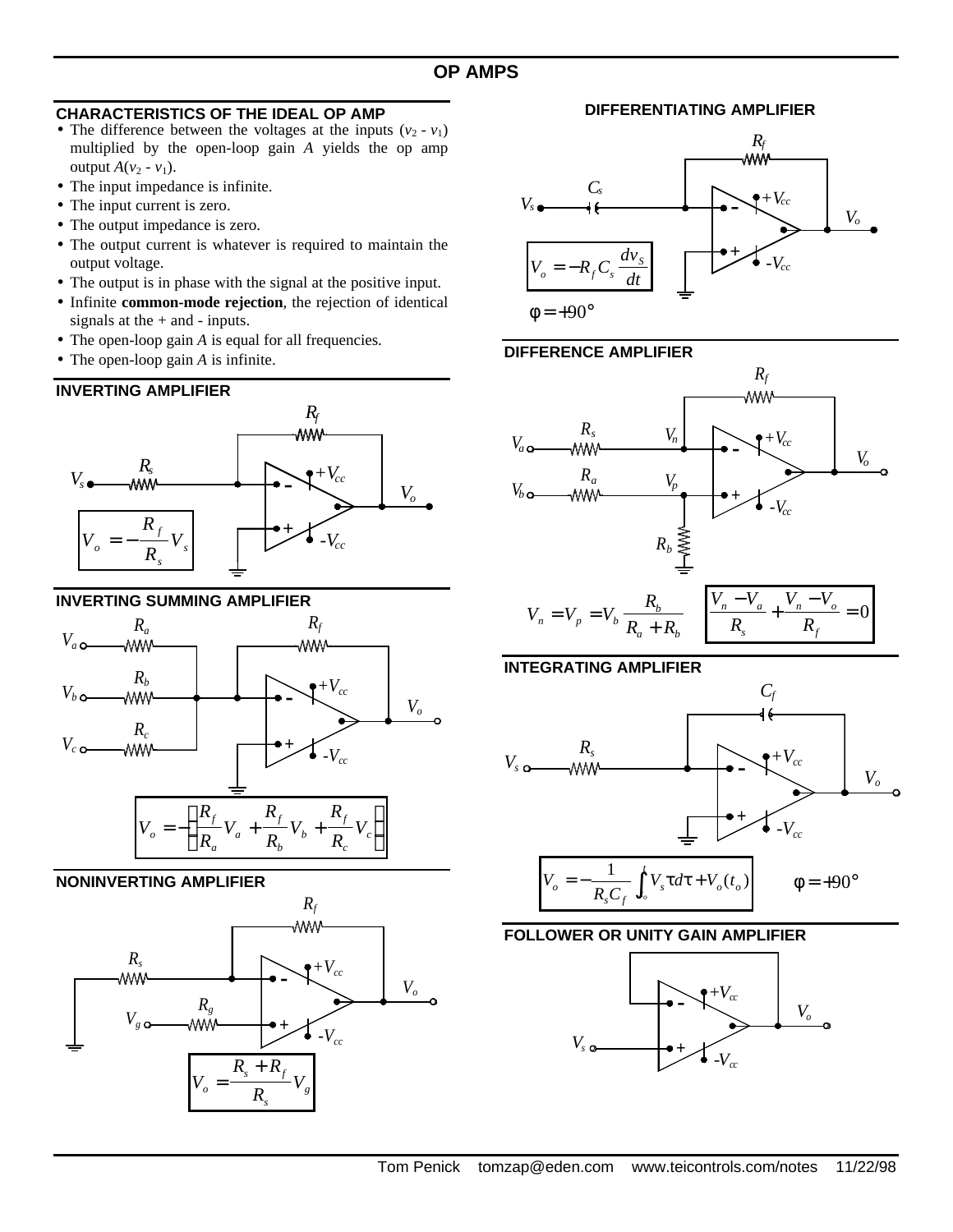# OP AMPS

## CHARACTERISTICS OF THE IDEAL OP AMP

- The difference between the voltages at the inputs ($v_2$ - $v_1$) multiplied by the open-loop gain $A$ yields the op amp output $A(v_2 - v_1)$.
- The input impedance is infinite.
- The input current is zero.
- The output impedance is zero.
- The output current is whatever is required to maintain the output voltage.
- The output is in phase with the signal at the positive input.
- Infinite **common-mode rejection**, the rejection of identical signals at the + and - inputs.
- The open-loop gain $A$ is equal for all frequencies.
- The open-loop gain $A$ is infinite.

## INVERTING AMPLIFIER

$$V_o = -\frac{R_f}{R_s} V_s$$

## INVERTING SUMMING AMPLIFIER

$$V_o = -\left(\frac{R_f}{R_a} V_a + \frac{R_f}{R_b} V_b + \frac{R_f}{R_c} V_c\right)$$

## NONINVERTING AMPLIFIER

$$V_o = \frac{R_s + R_f}{R_s} V_g$$

## DIFFERENTIATING AMPLIFIER

$$V_o = -R_f C_s \frac{dv_S}{dt}$$

$$\phi = +90°$$

## DIFFERENCE AMPLIFIER

$$V_n = V_p = V_b \frac{R_b}{R_a + R_b}$$

$$\frac{V_n - V_a}{R_s} + \frac{V_n - V_o}{R_f} = 0$$

## INTEGRATING AMPLIFIER

$$V_o = -\frac{1}{R_s C_f} \int_o^t V_s \tau \, d\tau + V_o(t_o)$$

$$\phi = +90°$$

## FOLLOWER OR UNITY GAIN AMPLIFIER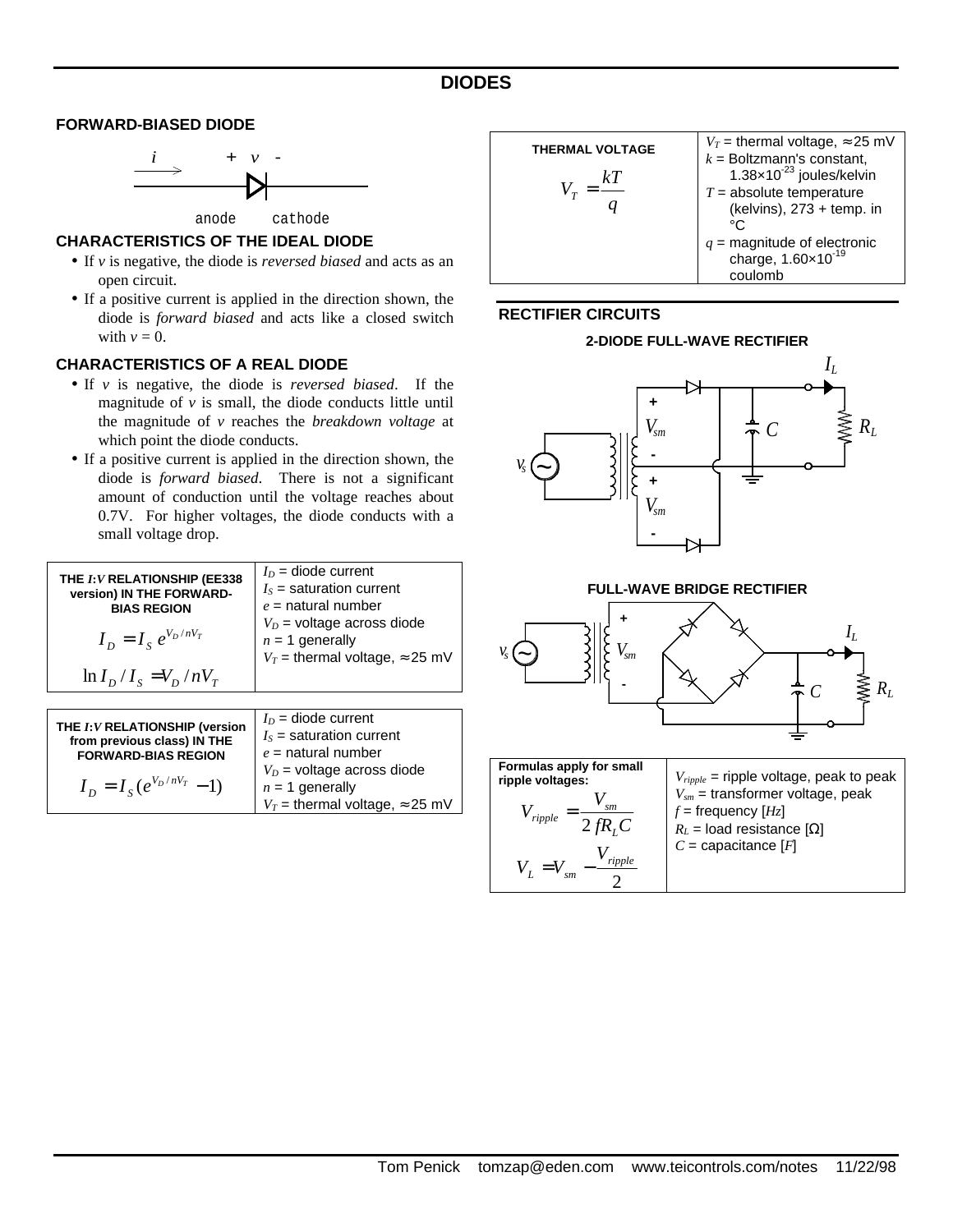# DIODES

## FORWARD-BIASED DIODE

$i$ → + $v$ -

anode cathode

## CHARACTERISTICS OF THE IDEAL DIODE

- If $v$ is negative, the diode is *reversed biased* and acts as an open circuit.
- If a positive current is applied in the direction shown, the diode is *forward biased* and acts like a closed switch with $v = 0$.

## CHARACTERISTICS OF A REAL DIODE

- If $v$ is negative, the diode is *reversed biased*. If the magnitude of $v$ is small, the diode conducts little until the magnitude of $v$ reaches the *breakdown voltage* at which point the diode conducts.
- If a positive current is applied in the direction shown, the diode is *forward biased*. There is not a significant amount of conduction until the voltage reaches about 0.7V. For higher voltages, the diode conducts with a small voltage drop.

| THE *I*:*V* RELATIONSHIP (EE338 version) IN THE FORWARD-BIAS REGION | |
|---|---|
| $I_D = I_S\, e^{V_D/nV_T}$ <br> $\ln I_D / I_S = V_D / nV_T$ | $I_D$ = diode current <br> $I_S$ = saturation current <br> $e$ = natural number <br> $V_D$ = voltage across diode <br> $n$ = 1 generally <br> $V_T$ = thermal voltage, ≈ 25 mV |

| THE *I*:*V* RELATIONSHIP (version from previous class) IN THE FORWARD-BIAS REGION | |
|---|---|
| $I_D = I_S(e^{V_D/nV_T} - 1)$ | $I_D$ = diode current <br> $I_S$ = saturation current <br> $e$ = natural number <br> $V_D$ = voltage across diode <br> $n$ = 1 generally <br> $V_T$ = thermal voltage, ≈ 25 mV |

| THERMAL VOLTAGE | |
|---|---|
| $V_T = \dfrac{kT}{q}$ | $V_T$ = thermal voltage, ≈ 25 mV <br> $k$ = Boltzmann's constant, $1.38\times10^{-23}$ joules/kelvin <br> $T$ = absolute temperature (kelvins), 273 + temp. in °C <br> $q$ = magnitude of electronic charge, $1.60\times10^{-19}$ coulomb |

## RECTIFIER CIRCUITS

### 2-DIODE FULL-WAVE RECTIFIER

### FULL-WAVE BRIDGE RECTIFIER

| Formulas apply for small ripple voltages: | |
|---|---|
| $V_{ripple} = \dfrac{V_{sm}}{2\, f R_L C}$ <br> $V_L = V_{sm} - \dfrac{V_{ripple}}{2}$ | $V_{ripple}$ = ripple voltage, peak to peak <br> $V_{sm}$ = transformer voltage, peak <br> $f$ = frequency [$Hz$] <br> $R_L$ = load resistance [Ω] <br> $C$ = capacitance [$F$] |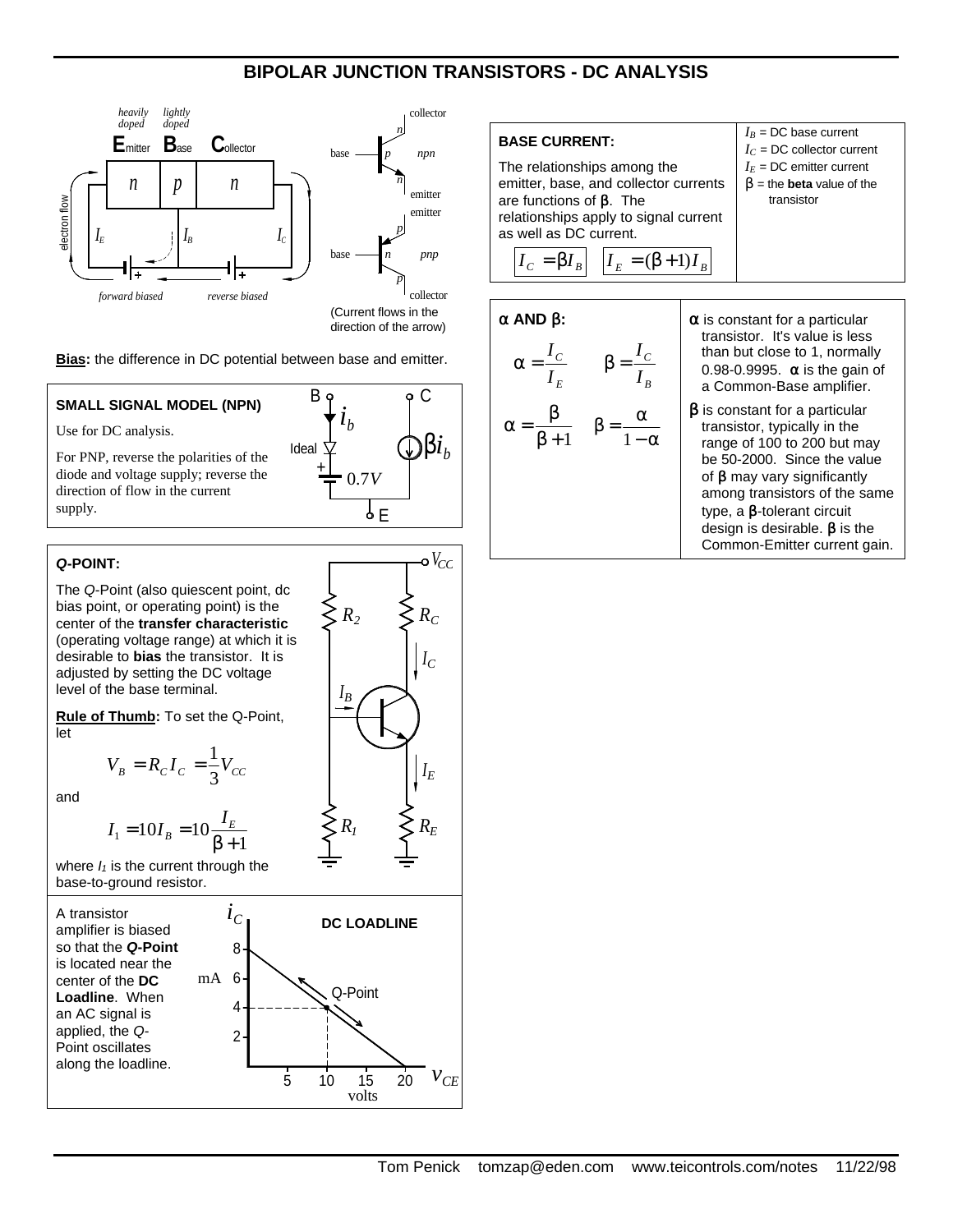# BIPOLAR JUNCTION TRANSISTORS - DC ANALYSIS

(Current flows in the direction of the arrow)

**Bias:** the difference in DC potential between base and emitter.

### SMALL SIGNAL MODEL (NPN)

Use for DC analysis.

For PNP, reverse the polarities of the diode and voltage supply; reverse the direction of flow in the current supply.

### *Q*-POINT:

The *Q*-Point (also quiescent point, dc bias point, or operating point) is the center of the **transfer characteristic** (operating voltage range) at which it is desirable to **bias** the transistor. It is adjusted by setting the DC voltage level of the base terminal.

**Rule of Thumb:** To set the Q-Point, let

$$V_B = R_C I_C = \frac{1}{3} V_{CC}$$

and

$$I_1 = 10 I_B = 10 \frac{I_E}{\beta + 1}$$

where $I_1$ is the current through the base-to-ground resistor.

A transistor amplifier is biased so that the ***Q*-Point** is located near the center of the **DC Loadline**. When an AC signal is applied, the *Q*-Point oscillates along the loadline.

### BASE CURRENT:

The relationships among the emitter, base, and collector currents are functions of $\beta$. The relationships apply to signal current as well as DC current.

$$I_C = \beta I_B \qquad I_E = (\beta + 1) I_B$$

$I_B$ = DC base current
$I_C$ = DC collector current
$I_E$ = DC emitter current
$\beta$ = the **beta** value of the transistor

### α AND β:

$$\alpha = \frac{I_C}{I_E} \qquad \beta = \frac{I_C}{I_B}$$

$$\alpha = \frac{\beta}{\beta + 1} \qquad \beta = \frac{\alpha}{1 - \alpha}$$

$\alpha$ is constant for a particular transistor. It's value is less than but close to 1, normally 0.98-0.9995. $\alpha$ is the gain of a Common-Base amplifier.

$\beta$ is constant for a particular transistor, typically in the range of 100 to 200 but may be 50-2000. Since the value of $\beta$ may vary significantly among transistors of the same type, a $\beta$-tolerant circuit design is desirable. $\beta$ is the Common-Emitter current gain.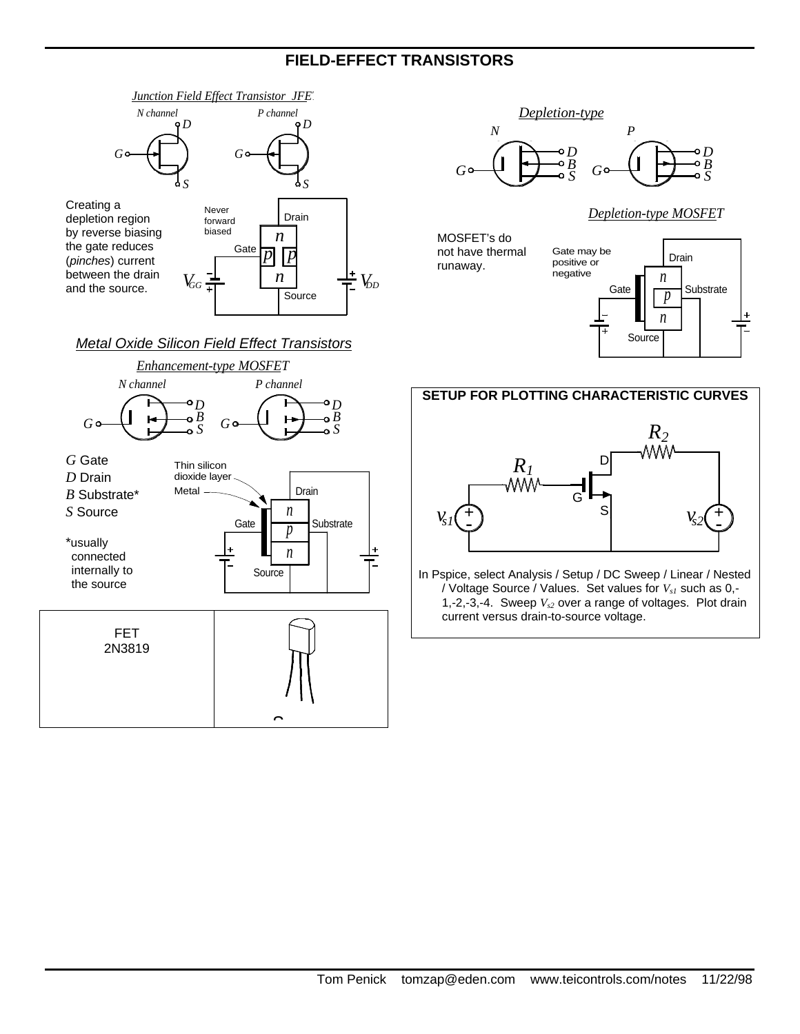# FIELD-EFFECT TRANSISTORS

*Junction Field Effect Transistor JFET*

*N channel* *P channel*

Creating a depletion region by reverse biasing the gate reduces (*pinches*) current between the drain and the source.

Never forward biased

Drain

Gate

Source

$V_{GG}$ $V_{DD}$

## Metal Oxide Silicon Field Effect Transistors

*Enhancement-type MOSFET*

*N channel* *P channel*

*G* Gate
*D* Drain
*B* Substrate*
*S* Source

*usually connected internally to the source

Thin silicon dioxide layer

Metal

Drain

Gate

Substrate

Source

| FET 2N3819 | |
|---|---|

*Depletion-type*

*N* *P*

*Depletion-type MOSFET*

MOSFET's do not have thermal runaway.

Gate may be positive or negative

Drain

Gate

Substrate

Source

## SETUP FOR PLOTTING CHARACTERISTIC CURVES

$R_1$ $R_2$ D G S $v_{s1}$ $v_{s2}$

In Pspice, select Analysis / Setup / DC Sweep / Linear / Nested / Voltage Source / Values. Set values for $V_{s1}$ such as 0,-1,-2,-3,-4. Sweep $V_{s2}$ over a range of voltages. Plot drain current versus drain-to-source voltage.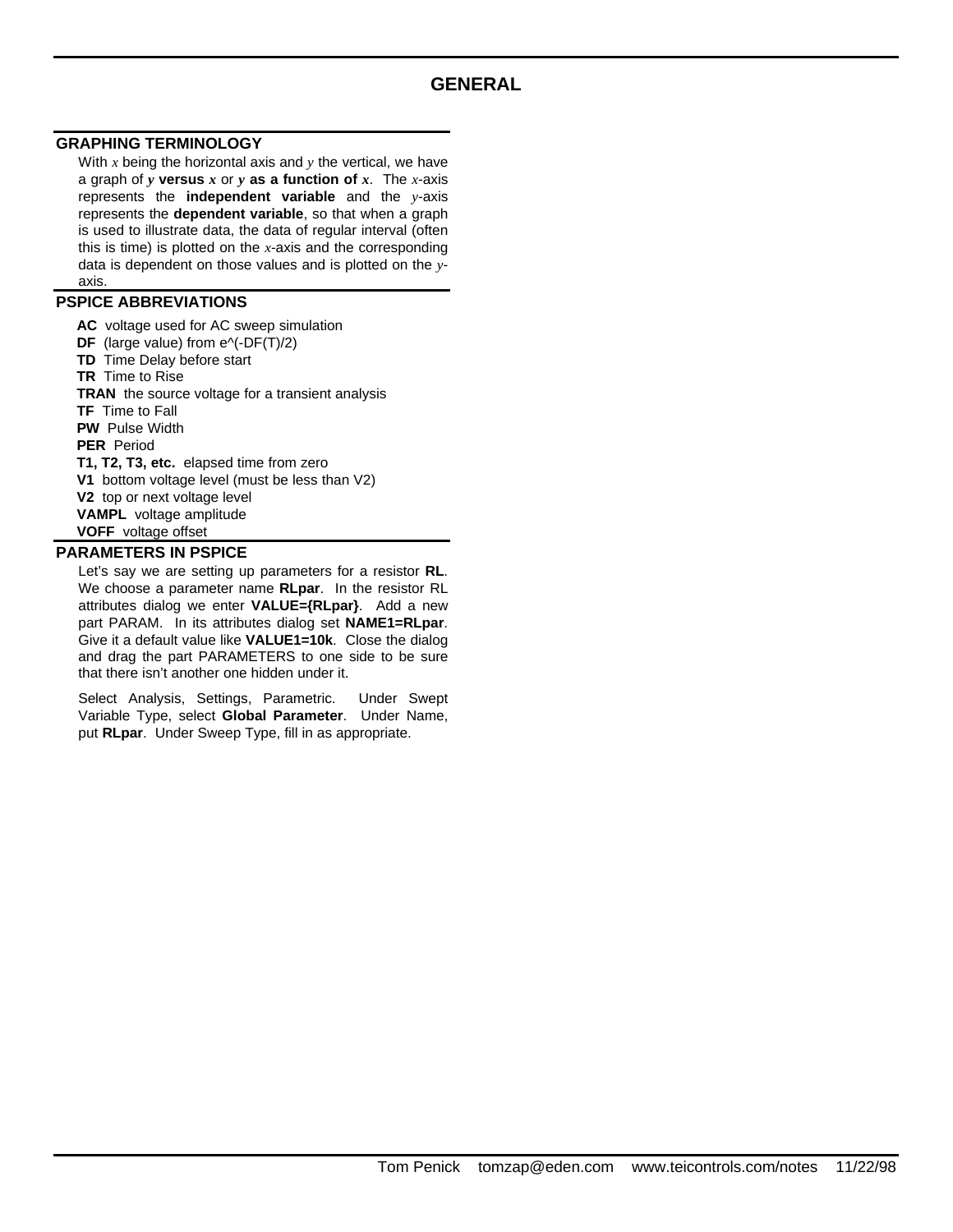# GENERAL

## GRAPHING TERMINOLOGY

With $x$ being the horizontal axis and $y$ the vertical, we have a graph of ***y* versus *x*** or ***y* as a function of *x***. The $x$-axis represents the **independent variable** and the $y$-axis represents the **dependent variable**, so that when a graph is used to illustrate data, the data of regular interval (often this is time) is plotted on the $x$-axis and the corresponding data is dependent on those values and is plotted on the $y$-axis.

## PSPICE ABBREVIATIONS

**AC** voltage used for AC sweep simulation
**DF** (large value) from e^(-DF(T)/2)
**TD** Time Delay before start
**TR** Time to Rise
**TRAN** the source voltage for a transient analysis
**TF** Time to Fall
**PW** Pulse Width
**PER** Period
**T1, T2, T3, etc.** elapsed time from zero
**V1** bottom voltage level (must be less than V2)
**V2** top or next voltage level
**VAMPL** voltage amplitude
**VOFF** voltage offset

## PARAMETERS IN PSPICE

Let's say we are setting up parameters for a resistor **RL**. We choose a parameter name **RLpar**. In the resistor RL attributes dialog we enter **VALUE={RLpar}**. Add a new part PARAM. In its attributes dialog set **NAME1=RLpar**. Give it a default value like **VALUE1=10k**. Close the dialog and drag the part PARAMETERS to one side to be sure that there isn't another one hidden under it.

Select Analysis, Settings, Parametric. Under Swept Variable Type, select **Global Parameter**. Under Name, put **RLpar**. Under Sweep Type, fill in as appropriate.